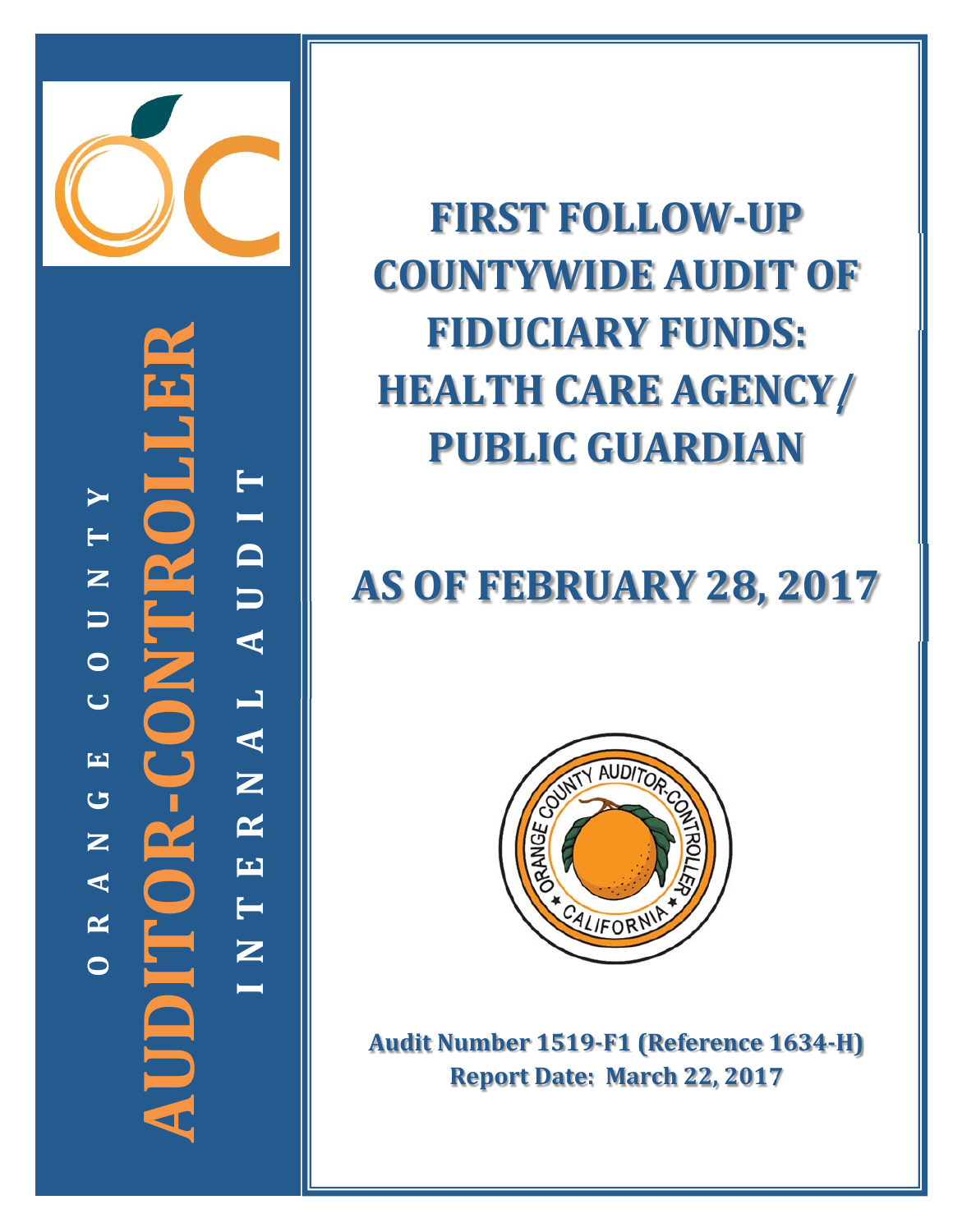ORANGE COUNTY

AUDITOR-CONTROLLER

INTERNAL AUDIT

# FIRST FOLLOW-UP COUNTYWIDE AUDIT OF FIDUCIARY FUNDS: HEALTH CARE AGENCY/ PUBLIC GUARDIAN

# AS OF FEBRUARY 28, 2017

**Audit Number 1519-F1 (Reference 1634-H)**
**Report Date: March 22, 2017**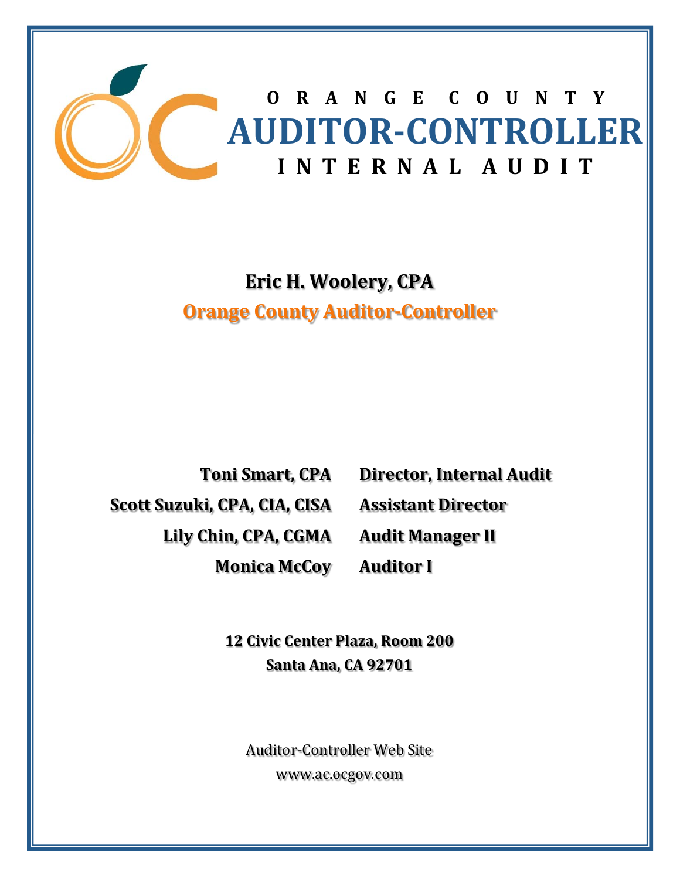# ORANGE COUNTY AUDITOR-CONTROLLER INTERNAL AUDIT

**Eric H. Woolery, CPA**

**Orange County Auditor-Controller**

| | |
|---|---|
| **Toni Smart, CPA** | **Director, Internal Audit** |
| **Scott Suzuki, CPA, CIA, CISA** | **Assistant Director** |
| **Lily Chin, CPA, CGMA** | **Audit Manager II** |
| **Monica McCoy** | **Auditor I** |

**12 Civic Center Plaza, Room 200**
**Santa Ana, CA 92701**

Auditor-Controller Web Site
www.ac.ocgov.com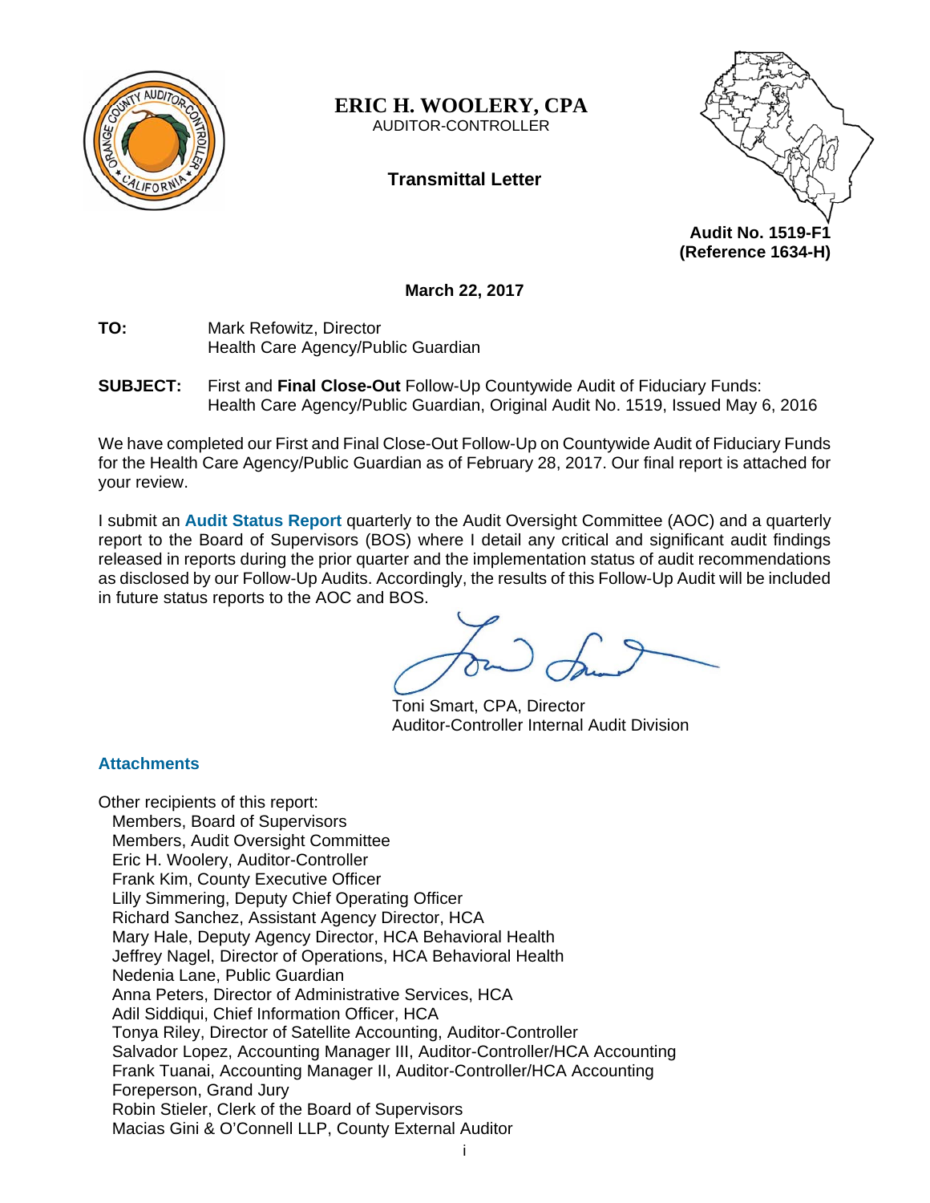# ERIC H. WOOLERY, CPA
AUDITOR-CONTROLLER

**Transmittal Letter**

**Audit No. 1519-F1**
**(Reference 1634-H)**

**March 22, 2017**

**TO:** Mark Refowitz, Director
Health Care Agency/Public Guardian

**SUBJECT:** First and **Final Close-Out** Follow-Up Countywide Audit of Fiduciary Funds: Health Care Agency/Public Guardian, Original Audit No. 1519, Issued May 6, 2016

We have completed our First and Final Close-Out Follow-Up on Countywide Audit of Fiduciary Funds for the Health Care Agency/Public Guardian as of February 28, 2017. Our final report is attached for your review.

I submit an **Audit Status Report** quarterly to the Audit Oversight Committee (AOC) and a quarterly report to the Board of Supervisors (BOS) where I detail any critical and significant audit findings released in reports during the prior quarter and the implementation status of audit recommendations as disclosed by our Follow-Up Audits. Accordingly, the results of this Follow-Up Audit will be included in future status reports to the AOC and BOS.

Toni Smart, CPA, Director
Auditor-Controller Internal Audit Division

**Attachments**

Other recipients of this report:
- Members, Board of Supervisors
- Members, Audit Oversight Committee
- Eric H. Woolery, Auditor-Controller
- Frank Kim, County Executive Officer
- Lilly Simmering, Deputy Chief Operating Officer
- Richard Sanchez, Assistant Agency Director, HCA
- Mary Hale, Deputy Agency Director, HCA Behavioral Health
- Jeffrey Nagel, Director of Operations, HCA Behavioral Health
- Nedenia Lane, Public Guardian
- Anna Peters, Director of Administrative Services, HCA
- Adil Siddiqui, Chief Information Officer, HCA
- Tonya Riley, Director of Satellite Accounting, Auditor-Controller
- Salvador Lopez, Accounting Manager III, Auditor-Controller/HCA Accounting
- Frank Tuanai, Accounting Manager II, Auditor-Controller/HCA Accounting
- Foreperson, Grand Jury
- Robin Stieler, Clerk of the Board of Supervisors
- Macias Gini & O'Connell LLP, County External Auditor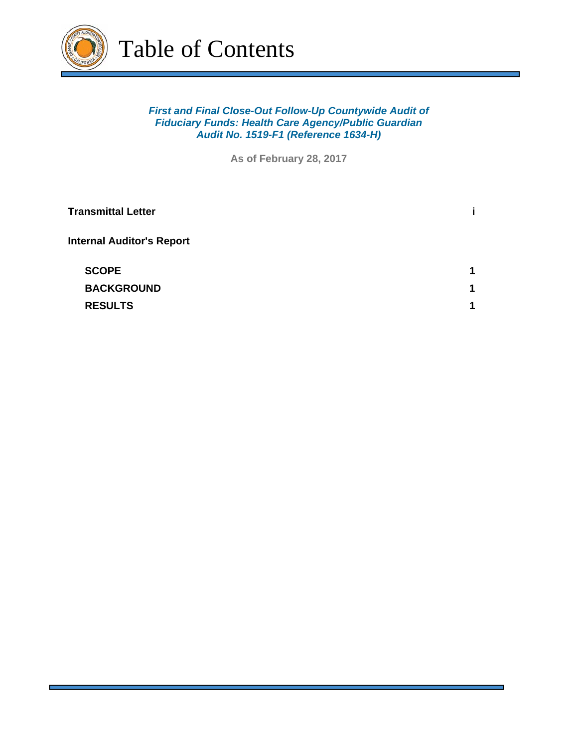# Table of Contents

***First and Final Close-Out Follow-Up Countywide Audit of Fiduciary Funds: Health Care Agency/Public Guardian Audit No. 1519-F1 (Reference 1634-H)***

**As of February 28, 2017**

| | |
|---|---|
| **Transmittal Letter** | **i** |
| **Internal Auditor's Report** | |
| **SCOPE** | **1** |
| **BACKGROUND** | **1** |
| **RESULTS** | **1** |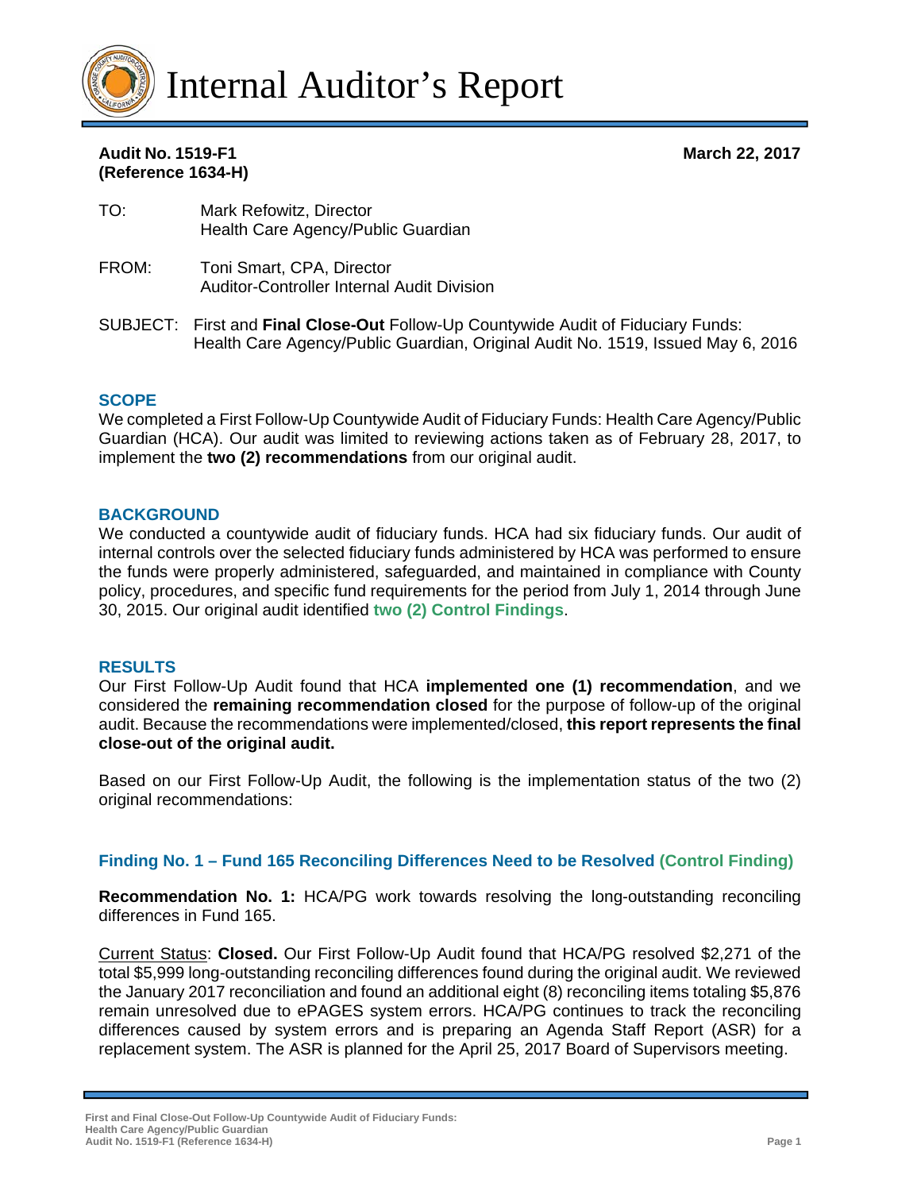# Internal Auditor's Report

**Audit No. 1519-F1**
**(Reference 1634-H)**

**March 22, 2017**

TO: Mark Refowitz, Director
Health Care Agency/Public Guardian

FROM: Toni Smart, CPA, Director
Auditor-Controller Internal Audit Division

SUBJECT: First and **Final Close-Out** Follow-Up Countywide Audit of Fiduciary Funds: Health Care Agency/Public Guardian, Original Audit No. 1519, Issued May 6, 2016

## SCOPE

We completed a First Follow-Up Countywide Audit of Fiduciary Funds: Health Care Agency/Public Guardian (HCA). Our audit was limited to reviewing actions taken as of February 28, 2017, to implement the **two (2) recommendations** from our original audit.

## BACKGROUND

We conducted a countywide audit of fiduciary funds. HCA had six fiduciary funds. Our audit of internal controls over the selected fiduciary funds administered by HCA was performed to ensure the funds were properly administered, safeguarded, and maintained in compliance with County policy, procedures, and specific fund requirements for the period from July 1, 2014 through June 30, 2015. Our original audit identified **two (2) Control Findings**.

## RESULTS

Our First Follow-Up Audit found that HCA **implemented one (1) recommendation**, and we considered the **remaining recommendation closed** for the purpose of follow-up of the original audit. Because the recommendations were implemented/closed, **this report represents the final close-out of the original audit.**

Based on our First Follow-Up Audit, the following is the implementation status of the two (2) original recommendations:

### Finding No. 1 – Fund 165 Reconciling Differences Need to be Resolved (Control Finding)

**Recommendation No. 1:** HCA/PG work towards resolving the long-outstanding reconciling differences in Fund 165.

Current Status: **Closed.** Our First Follow-Up Audit found that HCA/PG resolved $2,271 of the total $5,999 long-outstanding reconciling differences found during the original audit. We reviewed the January 2017 reconciliation and found an additional eight (8) reconciling items totaling $5,876 remain unresolved due to ePAGES system errors. HCA/PG continues to track the reconciling differences caused by system errors and is preparing an Agenda Staff Report (ASR) for a replacement system. The ASR is planned for the April 25, 2017 Board of Supervisors meeting.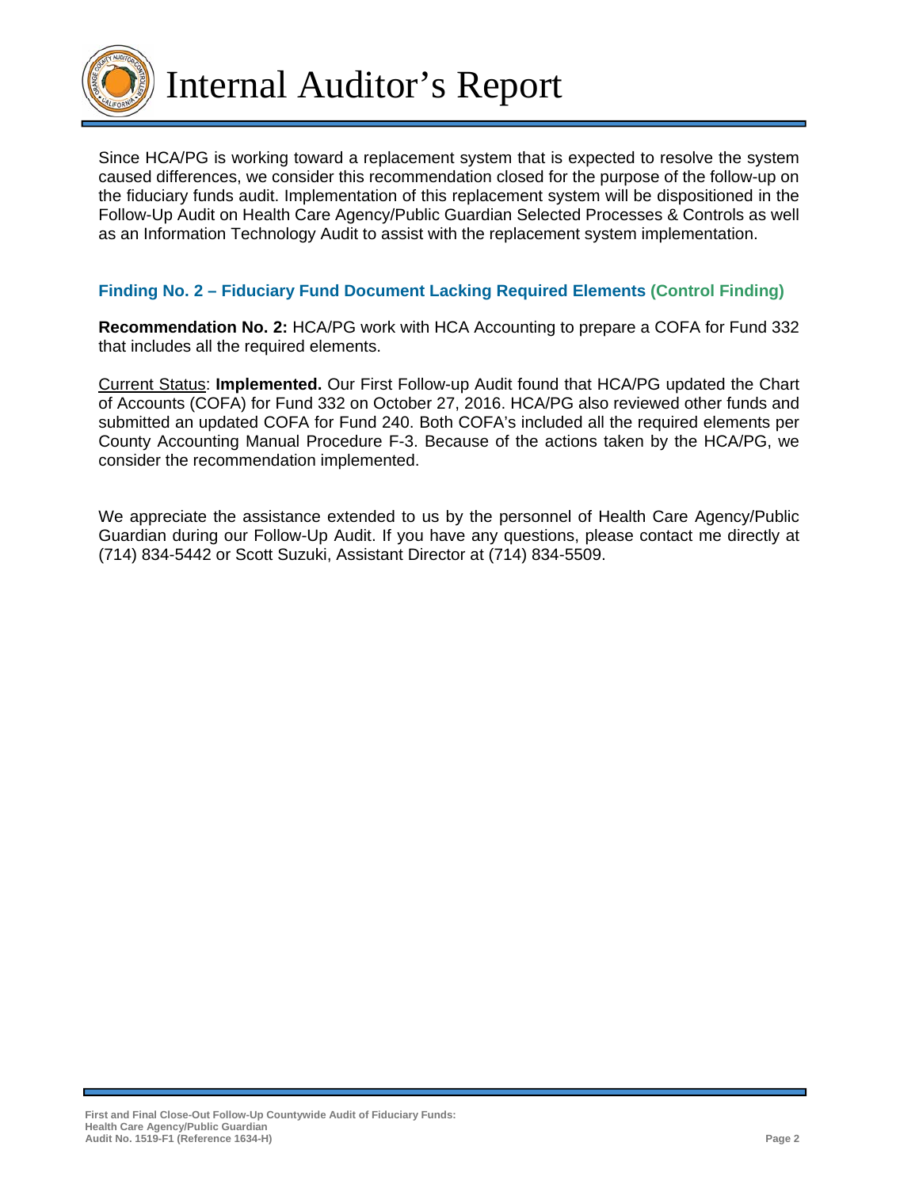Since HCA/PG is working toward a replacement system that is expected to resolve the system caused differences, we consider this recommendation closed for the purpose of the follow-up on the fiduciary funds audit. Implementation of this replacement system will be dispositioned in the Follow-Up Audit on Health Care Agency/Public Guardian Selected Processes & Controls as well as an Information Technology Audit to assist with the replacement system implementation.

### Finding No. 2 – Fiduciary Fund Document Lacking Required Elements (Control Finding)

**Recommendation No. 2:** HCA/PG work with HCA Accounting to prepare a COFA for Fund 332 that includes all the required elements.

Current Status: **Implemented.** Our First Follow-up Audit found that HCA/PG updated the Chart of Accounts (COFA) for Fund 332 on October 27, 2016. HCA/PG also reviewed other funds and submitted an updated COFA for Fund 240. Both COFA's included all the required elements per County Accounting Manual Procedure F-3. Because of the actions taken by the HCA/PG, we consider the recommendation implemented.

We appreciate the assistance extended to us by the personnel of Health Care Agency/Public Guardian during our Follow-Up Audit. If you have any questions, please contact me directly at (714) 834-5442 or Scott Suzuki, Assistant Director at (714) 834-5509.